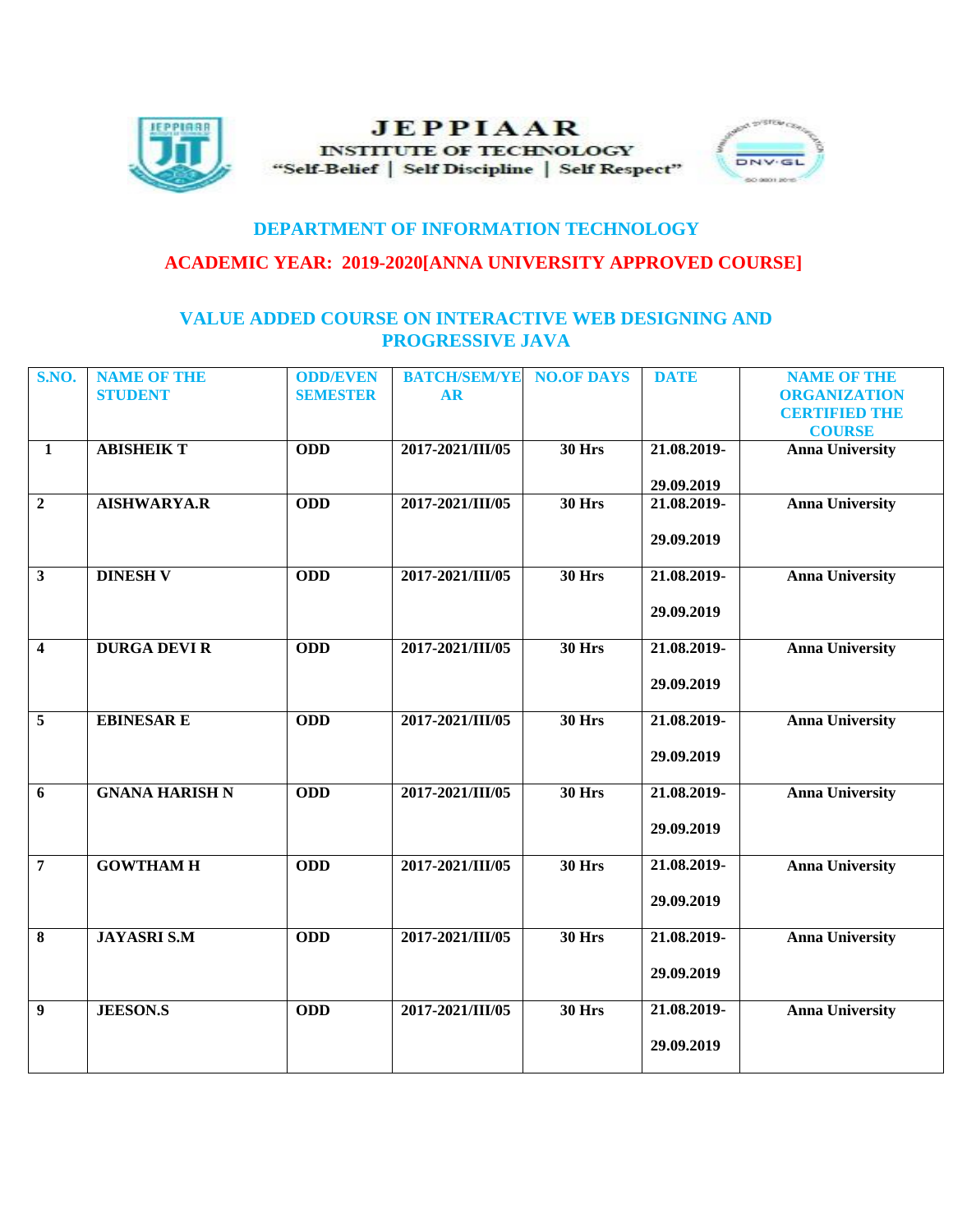# JEPPIAAR

**INSTITUTE OF TECHNOLOGY**

"Self-Belief | Self Discipline | Self Respect"

## DEPARTMENT OF INFORMATION TECHNOLOGY

## ACADEMIC YEAR: 2019-2020[ANNA UNIVERSITY APPROVED COURSE]

## VALUE ADDED COURSE ON INTERACTIVE WEB DESIGNING AND PROGRESSIVE JAVA

| S.NO. | NAME OF THE STUDENT | ODD/EVEN SEMESTER | BATCH/SEM/YEAR | NO.OF DAYS | DATE | NAME OF THE ORGANIZATION CERTIFIED THE COURSE |
|---|---|---|---|---|---|---|
| 1 | ABISHEIK T | ODD | 2017-2021/III/05 | 30 Hrs | 21.08.2019-29.09.2019 | Anna University |
| 2 | AISHWARYA.R | ODD | 2017-2021/III/05 | 30 Hrs | 21.08.2019-29.09.2019 | Anna University |
| 3 | DINESH V | ODD | 2017-2021/III/05 | 30 Hrs | 21.08.2019-29.09.2019 | Anna University |
| 4 | DURGA DEVI R | ODD | 2017-2021/III/05 | 30 Hrs | 21.08.2019-29.09.2019 | Anna University |
| 5 | EBINESAR E | ODD | 2017-2021/III/05 | 30 Hrs | 21.08.2019-29.09.2019 | Anna University |
| 6 | GNANA HARISH N | ODD | 2017-2021/III/05 | 30 Hrs | 21.08.2019-29.09.2019 | Anna University |
| 7 | GOWTHAM H | ODD | 2017-2021/III/05 | 30 Hrs | 21.08.2019-29.09.2019 | Anna University |
| 8 | JAYASRI S.M | ODD | 2017-2021/III/05 | 30 Hrs | 21.08.2019-29.09.2019 | Anna University |
| 9 | JEESON.S | ODD | 2017-2021/III/05 | 30 Hrs | 21.08.2019-29.09.2019 | Anna University |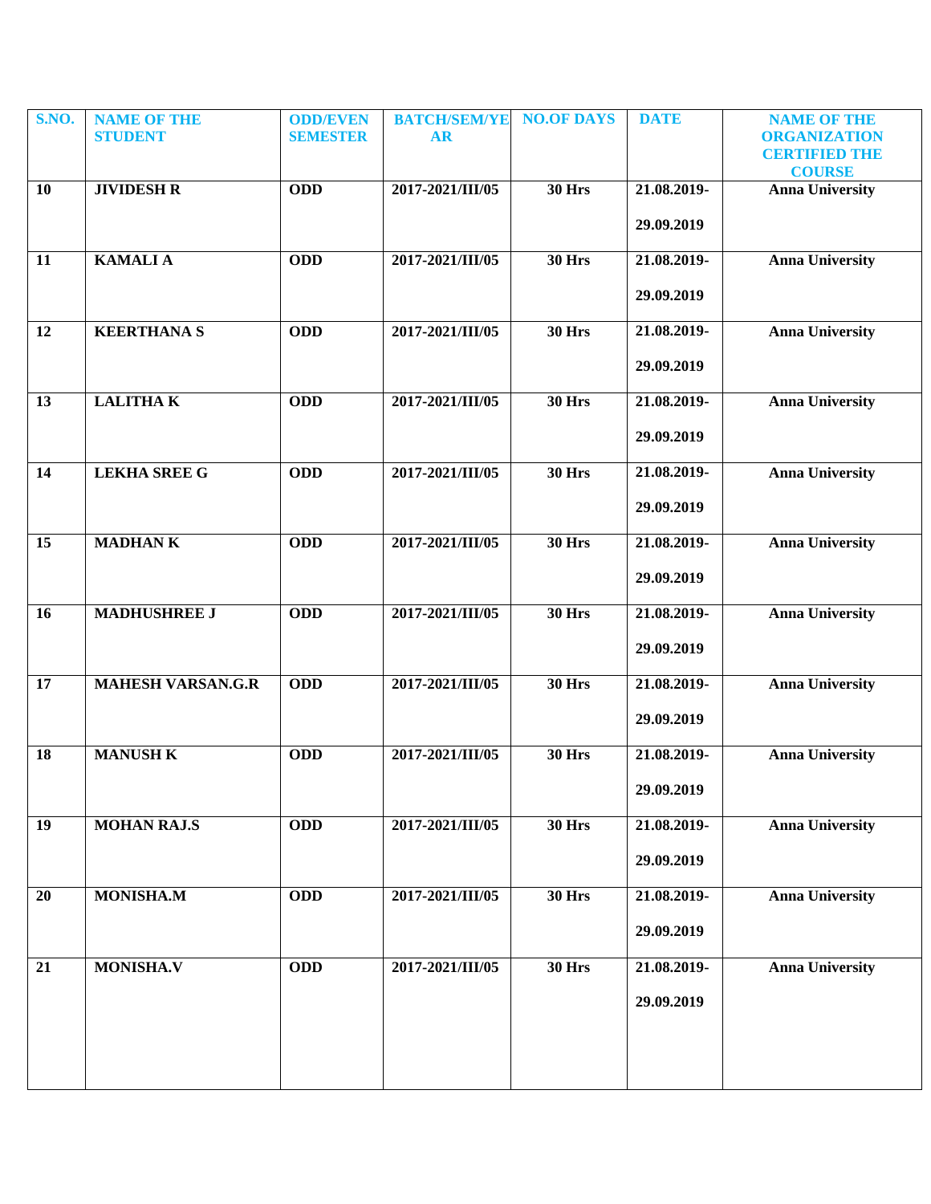| S.NO. | NAME OF THE STUDENT | ODD/EVEN SEMESTER | BATCH/SEM/YEAR | NO.OF DAYS | DATE | NAME OF THE ORGANIZATION CERTIFIED THE COURSE |
|---|---|---|---|---|---|---|
| 10 | JIVIDESH R | ODD | 2017-2021/III/05 | 30 Hrs | 21.08.2019-29.09.2019 | Anna University |
| 11 | KAMALI A | ODD | 2017-2021/III/05 | 30 Hrs | 21.08.2019-29.09.2019 | Anna University |
| 12 | KEERTHANA S | ODD | 2017-2021/III/05 | 30 Hrs | 21.08.2019-29.09.2019 | Anna University |
| 13 | LALITHA K | ODD | 2017-2021/III/05 | 30 Hrs | 21.08.2019-29.09.2019 | Anna University |
| 14 | LEKHA SREE G | ODD | 2017-2021/III/05 | 30 Hrs | 21.08.2019-29.09.2019 | Anna University |
| 15 | MADHAN K | ODD | 2017-2021/III/05 | 30 Hrs | 21.08.2019-29.09.2019 | Anna University |
| 16 | MADHUSHREE J | ODD | 2017-2021/III/05 | 30 Hrs | 21.08.2019-29.09.2019 | Anna University |
| 17 | MAHESH VARSAN.G.R | ODD | 2017-2021/III/05 | 30 Hrs | 21.08.2019-29.09.2019 | Anna University |
| 18 | MANUSH K | ODD | 2017-2021/III/05 | 30 Hrs | 21.08.2019-29.09.2019 | Anna University |
| 19 | MOHAN RAJ.S | ODD | 2017-2021/III/05 | 30 Hrs | 21.08.2019-29.09.2019 | Anna University |
| 20 | MONISHA.M | ODD | 2017-2021/III/05 | 30 Hrs | 21.08.2019-29.09.2019 | Anna University |
| 21 | MONISHA.V | ODD | 2017-2021/III/05 | 30 Hrs | 21.08.2019-29.09.2019 | Anna University |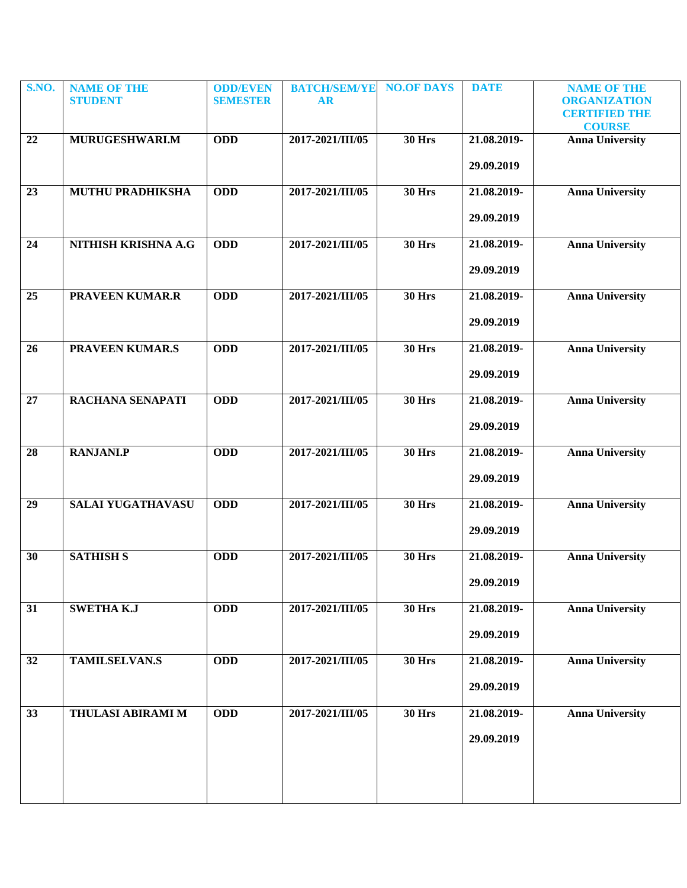| S.NO. | NAME OF THE STUDENT | ODD/EVEN SEMESTER | BATCH/SEM/YEAR | NO.OF DAYS | DATE | NAME OF THE ORGANIZATION CERTIFIED THE COURSE |
|---|---|---|---|---|---|---|
| 22 | MURUGESHWARI.M | ODD | 2017-2021/III/05 | 30 Hrs | 21.08.2019-29.09.2019 | Anna University |
| 23 | MUTHU PRADHIKSHA | ODD | 2017-2021/III/05 | 30 Hrs | 21.08.2019-29.09.2019 | Anna University |
| 24 | NITHISH KRISHNA A.G | ODD | 2017-2021/III/05 | 30 Hrs | 21.08.2019-29.09.2019 | Anna University |
| 25 | PRAVEEN KUMAR.R | ODD | 2017-2021/III/05 | 30 Hrs | 21.08.2019-29.09.2019 | Anna University |
| 26 | PRAVEEN KUMAR.S | ODD | 2017-2021/III/05 | 30 Hrs | 21.08.2019-29.09.2019 | Anna University |
| 27 | RACHANA SENAPATI | ODD | 2017-2021/III/05 | 30 Hrs | 21.08.2019-29.09.2019 | Anna University |
| 28 | RANJANI.P | ODD | 2017-2021/III/05 | 30 Hrs | 21.08.2019-29.09.2019 | Anna University |
| 29 | SALAI YUGATHAVASU | ODD | 2017-2021/III/05 | 30 Hrs | 21.08.2019-29.09.2019 | Anna University |
| 30 | SATHISH S | ODD | 2017-2021/III/05 | 30 Hrs | 21.08.2019-29.09.2019 | Anna University |
| 31 | SWETHA K.J | ODD | 2017-2021/III/05 | 30 Hrs | 21.08.2019-29.09.2019 | Anna University |
| 32 | TAMILSELVAN.S | ODD | 2017-2021/III/05 | 30 Hrs | 21.08.2019-29.09.2019 | Anna University |
| 33 | THULASI ABIRAMI M | ODD | 2017-2021/III/05 | 30 Hrs | 21.08.2019-29.09.2019 | Anna University |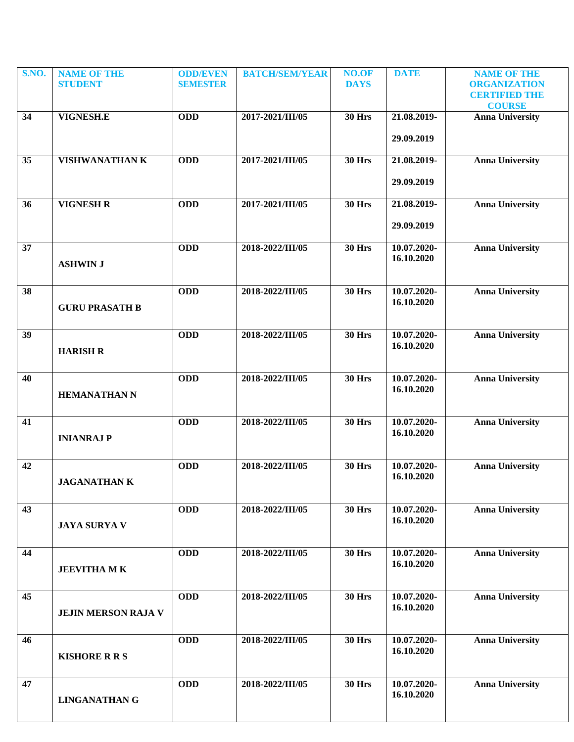| S.NO. | NAME OF THE STUDENT | ODD/EVEN SEMESTER | BATCH/SEM/YEAR | NO.OF DAYS | DATE | NAME OF THE ORGANIZATION CERTIFIED THE COURSE |
|---|---|---|---|---|---|---|
| 34 | VIGNESH.E | ODD | 2017-2021/III/05 | 30 Hrs | 21.08.2019-29.09.2019 | Anna University |
| 35 | VISHWANATHAN K | ODD | 2017-2021/III/05 | 30 Hrs | 21.08.2019-29.09.2019 | Anna University |
| 36 | VIGNESH R | ODD | 2017-2021/III/05 | 30 Hrs | 21.08.2019-29.09.2019 | Anna University |
| 37 | ASHWIN J | ODD | 2018-2022/III/05 | 30 Hrs | 10.07.2020-16.10.2020 | Anna University |
| 38 | GURU PRASATH B | ODD | 2018-2022/III/05 | 30 Hrs | 10.07.2020-16.10.2020 | Anna University |
| 39 | HARISH R | ODD | 2018-2022/III/05 | 30 Hrs | 10.07.2020-16.10.2020 | Anna University |
| 40 | HEMANATHAN N | ODD | 2018-2022/III/05 | 30 Hrs | 10.07.2020-16.10.2020 | Anna University |
| 41 | INIANRAJ P | ODD | 2018-2022/III/05 | 30 Hrs | 10.07.2020-16.10.2020 | Anna University |
| 42 | JAGANATHAN K | ODD | 2018-2022/III/05 | 30 Hrs | 10.07.2020-16.10.2020 | Anna University |
| 43 | JAYA SURYA V | ODD | 2018-2022/III/05 | 30 Hrs | 10.07.2020-16.10.2020 | Anna University |
| 44 | JEEVITHA M K | ODD | 2018-2022/III/05 | 30 Hrs | 10.07.2020-16.10.2020 | Anna University |
| 45 | JEJIN MERSON RAJA V | ODD | 2018-2022/III/05 | 30 Hrs | 10.07.2020-16.10.2020 | Anna University |
| 46 | KISHORE R R S | ODD | 2018-2022/III/05 | 30 Hrs | 10.07.2020-16.10.2020 | Anna University |
| 47 | LINGANATHAN G | ODD | 2018-2022/III/05 | 30 Hrs | 10.07.2020-16.10.2020 | Anna University |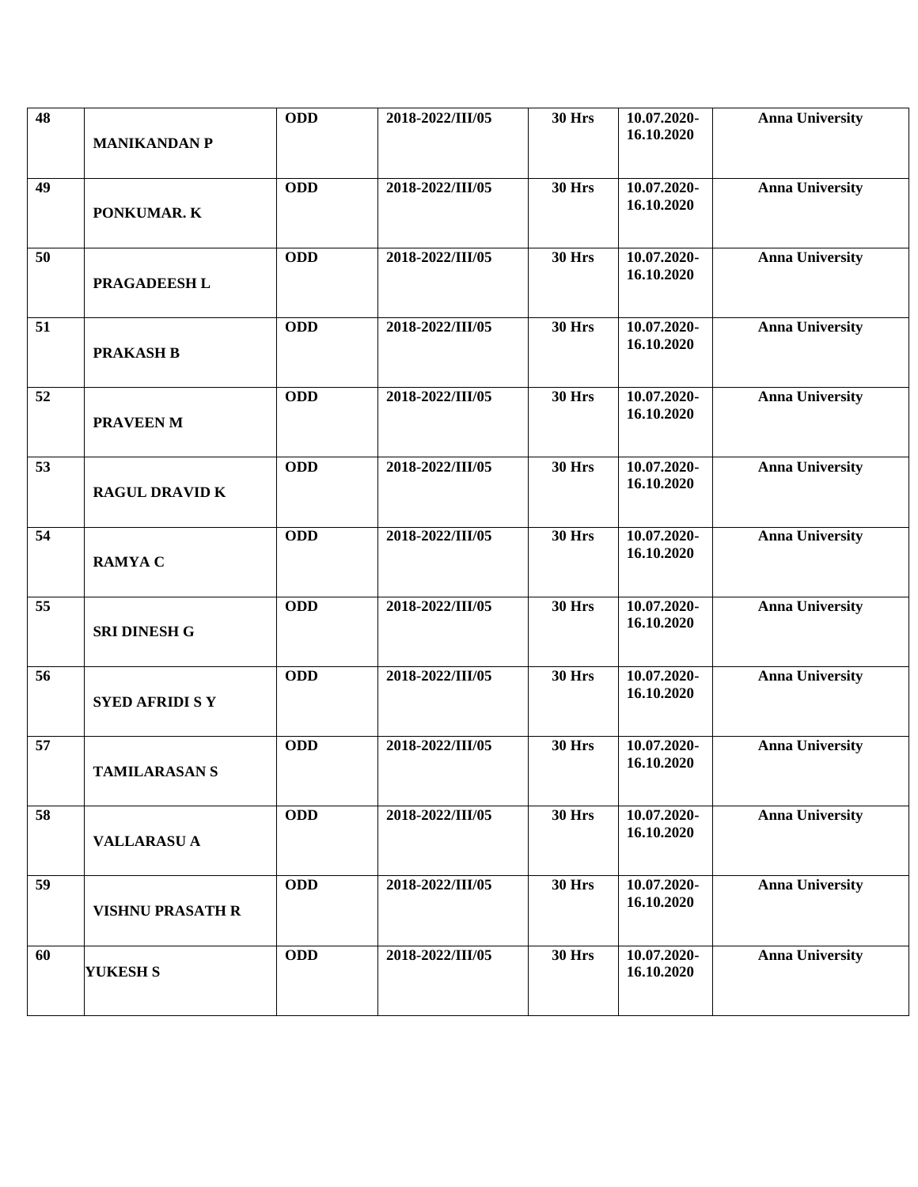| | | | | | | |
|---|---|---|---|---|---|---|
| **48** | **MANIKANDAN P** | **ODD** | **2018-2022/III/05** | **30 Hrs** | **10.07.2020-16.10.2020** | **Anna University** |
| **49** | **PONKUMAR. K** | **ODD** | **2018-2022/III/05** | **30 Hrs** | **10.07.2020-16.10.2020** | **Anna University** |
| **50** | **PRAGADEESH L** | **ODD** | **2018-2022/III/05** | **30 Hrs** | **10.07.2020-16.10.2020** | **Anna University** |
| **51** | **PRAKASH B** | **ODD** | **2018-2022/III/05** | **30 Hrs** | **10.07.2020-16.10.2020** | **Anna University** |
| **52** | **PRAVEEN M** | **ODD** | **2018-2022/III/05** | **30 Hrs** | **10.07.2020-16.10.2020** | **Anna University** |
| **53** | **RAGUL DRAVID K** | **ODD** | **2018-2022/III/05** | **30 Hrs** | **10.07.2020-16.10.2020** | **Anna University** |
| **54** | **RAMYA C** | **ODD** | **2018-2022/III/05** | **30 Hrs** | **10.07.2020-16.10.2020** | **Anna University** |
| **55** | **SRI DINESH G** | **ODD** | **2018-2022/III/05** | **30 Hrs** | **10.07.2020-16.10.2020** | **Anna University** |
| **56** | **SYED AFRIDI S Y** | **ODD** | **2018-2022/III/05** | **30 Hrs** | **10.07.2020-16.10.2020** | **Anna University** |
| **57** | **TAMILARASAN S** | **ODD** | **2018-2022/III/05** | **30 Hrs** | **10.07.2020-16.10.2020** | **Anna University** |
| **58** | **VALLARASU A** | **ODD** | **2018-2022/III/05** | **30 Hrs** | **10.07.2020-16.10.2020** | **Anna University** |
| **59** | **VISHNU PRASATH R** | **ODD** | **2018-2022/III/05** | **30 Hrs** | **10.07.2020-16.10.2020** | **Anna University** |
| **60** | **YUKESH S** | **ODD** | **2018-2022/III/05** | **30 Hrs** | **10.07.2020-16.10.2020** | **Anna University** |